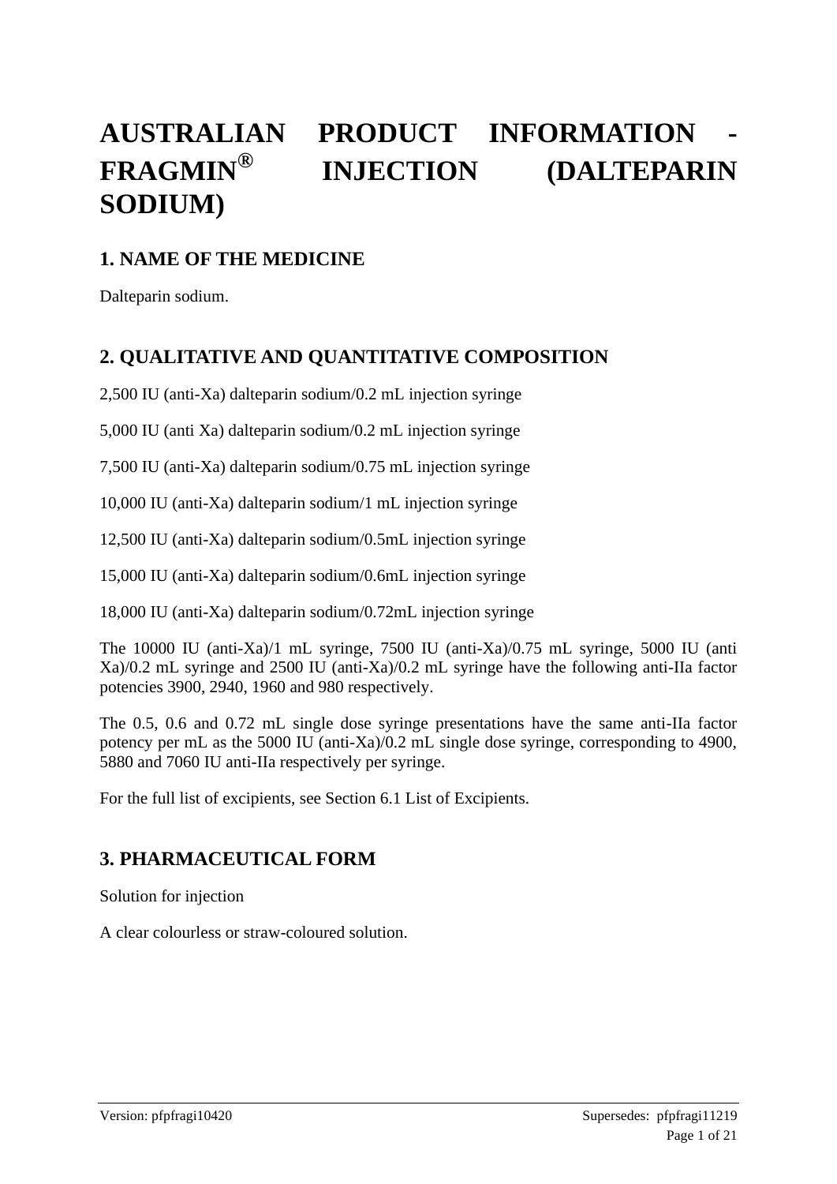# AUSTRALIAN PRODUCT INFORMATION - FRAGMIN® INJECTION (DALTEPARIN SODIUM)

## 1. NAME OF THE MEDICINE

Dalteparin sodium.

## 2. QUALITATIVE AND QUANTITATIVE COMPOSITION

2,500 IU (anti-Xa) dalteparin sodium/0.2 mL injection syringe

5,000 IU (anti Xa) dalteparin sodium/0.2 mL injection syringe

7,500 IU (anti-Xa) dalteparin sodium/0.75 mL injection syringe

10,000 IU (anti-Xa) dalteparin sodium/1 mL injection syringe

12,500 IU (anti-Xa) dalteparin sodium/0.5mL injection syringe

15,000 IU (anti-Xa) dalteparin sodium/0.6mL injection syringe

18,000 IU (anti-Xa) dalteparin sodium/0.72mL injection syringe

The 10000 IU (anti-Xa)/1 mL syringe, 7500 IU (anti-Xa)/0.75 mL syringe, 5000 IU (anti Xa)/0.2 mL syringe and 2500 IU (anti-Xa)/0.2 mL syringe have the following anti-IIa factor potencies 3900, 2940, 1960 and 980 respectively.

The 0.5, 0.6 and 0.72 mL single dose syringe presentations have the same anti-IIa factor potency per mL as the 5000 IU (anti-Xa)/0.2 mL single dose syringe, corresponding to 4900, 5880 and 7060 IU anti-IIa respectively per syringe.

For the full list of excipients, see Section 6.1 List of Excipients.

## 3. PHARMACEUTICAL FORM

Solution for injection

A clear colourless or straw-coloured solution.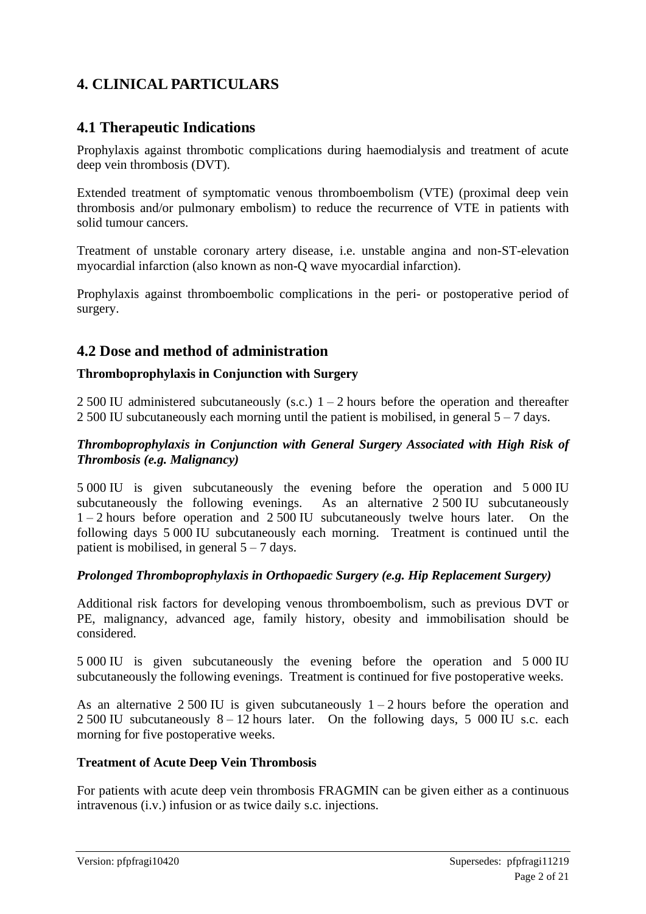# 4. CLINICAL PARTICULARS

## 4.1 Therapeutic Indications

Prophylaxis against thrombotic complications during haemodialysis and treatment of acute deep vein thrombosis (DVT).

Extended treatment of symptomatic venous thromboembolism (VTE) (proximal deep vein thrombosis and/or pulmonary embolism) to reduce the recurrence of VTE in patients with solid tumour cancers.

Treatment of unstable coronary artery disease, i.e. unstable angina and non-ST-elevation myocardial infarction (also known as non-Q wave myocardial infarction).

Prophylaxis against thromboembolic complications in the peri- or postoperative period of surgery.

## 4.2 Dose and method of administration

**Thromboprophylaxis in Conjunction with Surgery**

2 500 IU administered subcutaneously (s.c.) 1 – 2 hours before the operation and thereafter 2 500 IU subcutaneously each morning until the patient is mobilised, in general 5 – 7 days.

***Thromboprophylaxis in Conjunction with General Surgery Associated with High Risk of Thrombosis (e.g. Malignancy)***

5 000 IU is given subcutaneously the evening before the operation and 5 000 IU subcutaneously the following evenings. As an alternative 2 500 IU subcutaneously 1 – 2 hours before operation and 2 500 IU subcutaneously twelve hours later. On the following days 5 000 IU subcutaneously each morning. Treatment is continued until the patient is mobilised, in general 5 – 7 days.

***Prolonged Thromboprophylaxis in Orthopaedic Surgery (e.g. Hip Replacement Surgery)***

Additional risk factors for developing venous thromboembolism, such as previous DVT or PE, malignancy, advanced age, family history, obesity and immobilisation should be considered.

5 000 IU is given subcutaneously the evening before the operation and 5 000 IU subcutaneously the following evenings. Treatment is continued for five postoperative weeks.

As an alternative 2 500 IU is given subcutaneously 1 – 2 hours before the operation and 2 500 IU subcutaneously 8 – 12 hours later. On the following days, 5 000 IU s.c. each morning for five postoperative weeks.

**Treatment of Acute Deep Vein Thrombosis**

For patients with acute deep vein thrombosis FRAGMIN can be given either as a continuous intravenous (i.v.) infusion or as twice daily s.c. injections.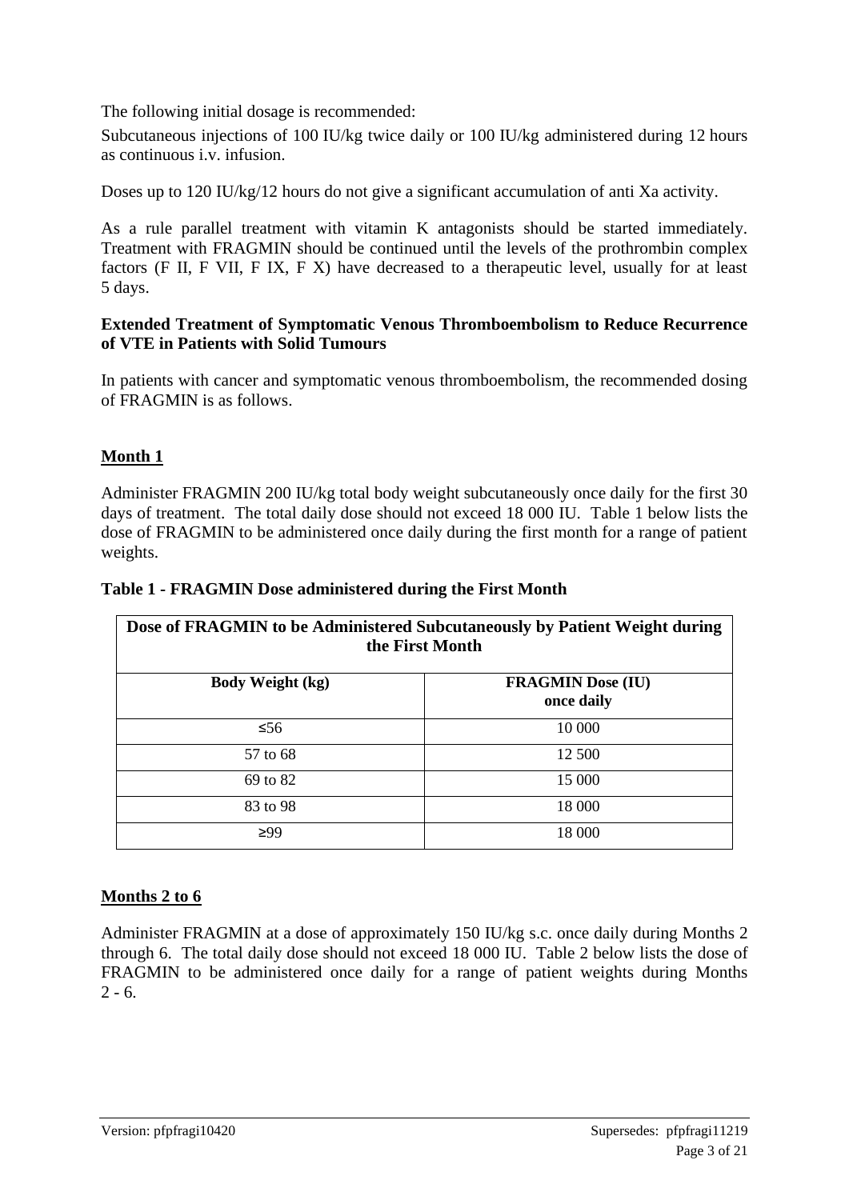The following initial dosage is recommended:

Subcutaneous injections of 100 IU/kg twice daily or 100 IU/kg administered during 12 hours as continuous i.v. infusion.

Doses up to 120 IU/kg/12 hours do not give a significant accumulation of anti Xa activity.

As a rule parallel treatment with vitamin K antagonists should be started immediately. Treatment with FRAGMIN should be continued until the levels of the prothrombin complex factors (F II, F VII, F IX, F X) have decreased to a therapeutic level, usually for at least 5 days.

**Extended Treatment of Symptomatic Venous Thromboembolism to Reduce Recurrence of VTE in Patients with Solid Tumours**

In patients with cancer and symptomatic venous thromboembolism, the recommended dosing of FRAGMIN is as follows.

**Month 1**

Administer FRAGMIN 200 IU/kg total body weight subcutaneously once daily for the first 30 days of treatment. The total daily dose should not exceed 18 000 IU. Table 1 below lists the dose of FRAGMIN to be administered once daily during the first month for a range of patient weights.

**Table 1 - FRAGMIN Dose administered during the First Month**

| Dose of FRAGMIN to be Administered Subcutaneously by Patient Weight during the First Month | |
|---|---|
| **Body Weight (kg)** | **FRAGMIN Dose (IU) once daily** |
| ≤56 | 10 000 |
| 57 to 68 | 12 500 |
| 69 to 82 | 15 000 |
| 83 to 98 | 18 000 |
| ≥99 | 18 000 |

**Months 2 to 6**

Administer FRAGMIN at a dose of approximately 150 IU/kg s.c. once daily during Months 2 through 6. The total daily dose should not exceed 18 000 IU. Table 2 below lists the dose of FRAGMIN to be administered once daily for a range of patient weights during Months 2 - 6.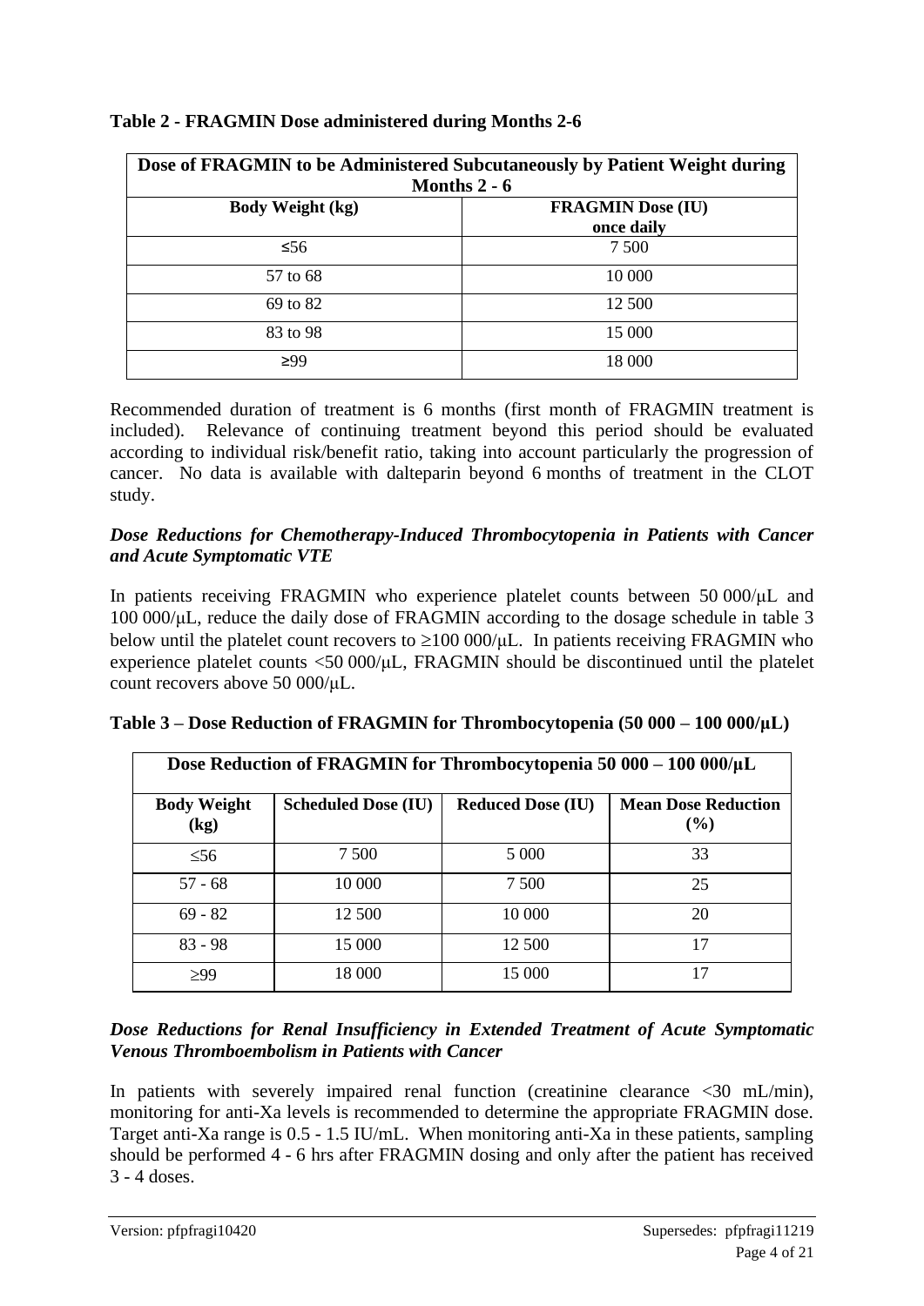**Table 2 - FRAGMIN Dose administered during Months 2-6**

| Dose of FRAGMIN to be Administered Subcutaneously by Patient Weight during Months 2 - 6 | |
|---|---|
| **Body Weight (kg)** | **FRAGMIN Dose (IU) once daily** |
| ≤56 | 7 500 |
| 57 to 68 | 10 000 |
| 69 to 82 | 12 500 |
| 83 to 98 | 15 000 |
| ≥99 | 18 000 |

Recommended duration of treatment is 6 months (first month of FRAGMIN treatment is included). Relevance of continuing treatment beyond this period should be evaluated according to individual risk/benefit ratio, taking into account particularly the progression of cancer. No data is available with dalteparin beyond 6 months of treatment in the CLOT study.

***Dose Reductions for Chemotherapy-Induced Thrombocytopenia in Patients with Cancer and Acute Symptomatic VTE***

In patients receiving FRAGMIN who experience platelet counts between 50 000/μL and 100 000/μL, reduce the daily dose of FRAGMIN according to the dosage schedule in table 3 below until the platelet count recovers to ≥100 000/μL. In patients receiving FRAGMIN who experience platelet counts <50 000/μL, FRAGMIN should be discontinued until the platelet count recovers above 50 000/μL.

**Table 3 – Dose Reduction of FRAGMIN for Thrombocytopenia (50 000 – 100 000/μL)**

| Dose Reduction of FRAGMIN for Thrombocytopenia 50 000 – 100 000/μL | | | |
|---|---|---|---|
| **Body Weight (kg)** | **Scheduled Dose (IU)** | **Reduced Dose (IU)** | **Mean Dose Reduction (%)** |
| ≤56 | 7 500 | 5 000 | 33 |
| 57 - 68 | 10 000 | 7 500 | 25 |
| 69 - 82 | 12 500 | 10 000 | 20 |
| 83 - 98 | 15 000 | 12 500 | 17 |
| ≥99 | 18 000 | 15 000 | 17 |

***Dose Reductions for Renal Insufficiency in Extended Treatment of Acute Symptomatic Venous Thromboembolism in Patients with Cancer***

In patients with severely impaired renal function (creatinine clearance <30 mL/min), monitoring for anti-Xa levels is recommended to determine the appropriate FRAGMIN dose. Target anti-Xa range is 0.5 - 1.5 IU/mL. When monitoring anti-Xa in these patients, sampling should be performed 4 - 6 hrs after FRAGMIN dosing and only after the patient has received 3 - 4 doses.

Version: pfpfragi10420 Supersedes: pfpfragi11219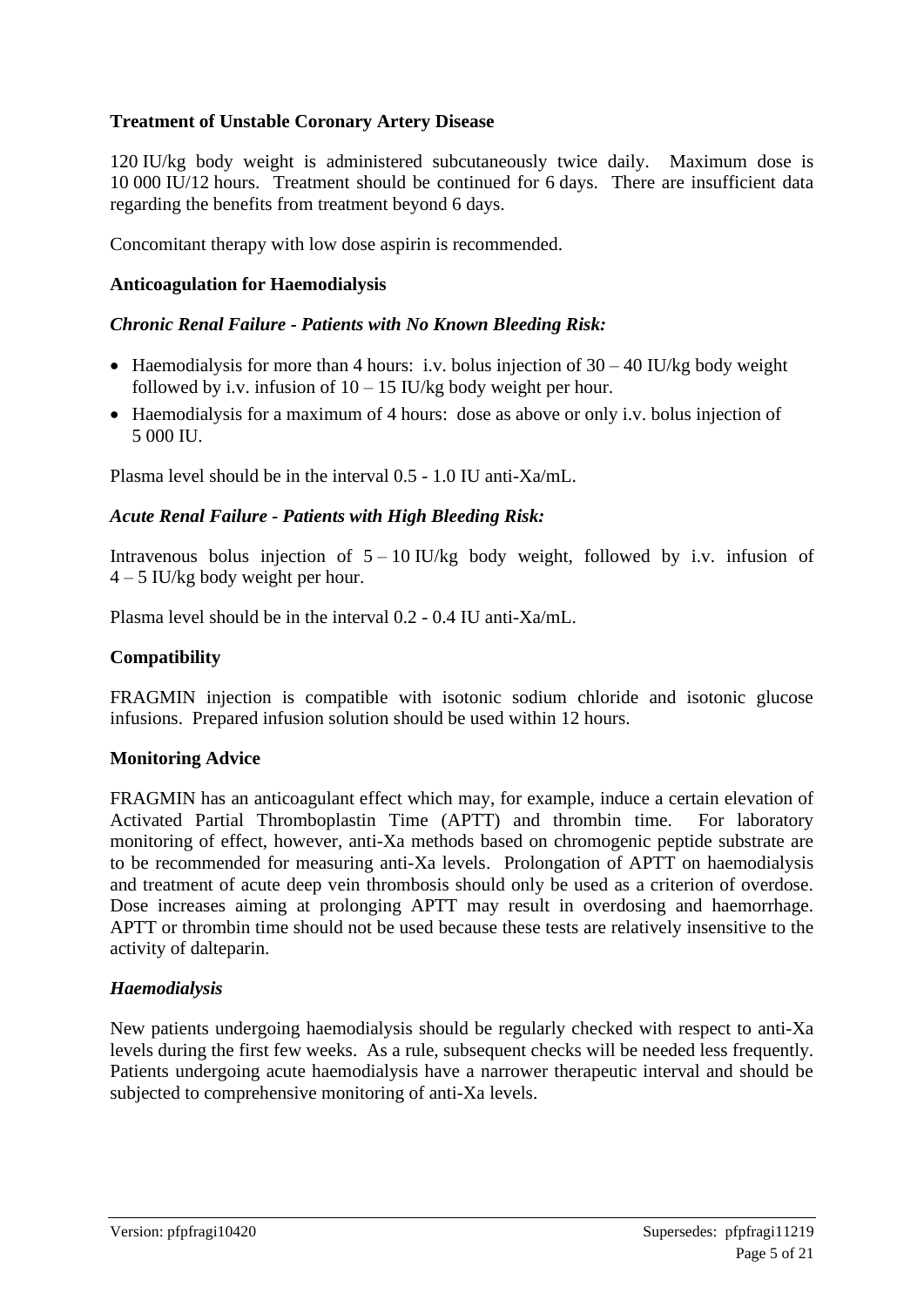**Treatment of Unstable Coronary Artery Disease**

120 IU/kg body weight is administered subcutaneously twice daily. Maximum dose is 10 000 IU/12 hours. Treatment should be continued for 6 days. There are insufficient data regarding the benefits from treatment beyond 6 days.

Concomitant therapy with low dose aspirin is recommended.

**Anticoagulation for Haemodialysis**

***Chronic Renal Failure - Patients with No Known Bleeding Risk:***

- Haemodialysis for more than 4 hours: i.v. bolus injection of 30 – 40 IU/kg body weight followed by i.v. infusion of 10 – 15 IU/kg body weight per hour.
- Haemodialysis for a maximum of 4 hours: dose as above or only i.v. bolus injection of 5 000 IU.

Plasma level should be in the interval 0.5 - 1.0 IU anti-Xa/mL.

***Acute Renal Failure - Patients with High Bleeding Risk:***

Intravenous bolus injection of 5 – 10 IU/kg body weight, followed by i.v. infusion of 4 – 5 IU/kg body weight per hour.

Plasma level should be in the interval 0.2 - 0.4 IU anti-Xa/mL.

**Compatibility**

FRAGMIN injection is compatible with isotonic sodium chloride and isotonic glucose infusions. Prepared infusion solution should be used within 12 hours.

**Monitoring Advice**

FRAGMIN has an anticoagulant effect which may, for example, induce a certain elevation of Activated Partial Thromboplastin Time (APTT) and thrombin time. For laboratory monitoring of effect, however, anti-Xa methods based on chromogenic peptide substrate are to be recommended for measuring anti-Xa levels. Prolongation of APTT on haemodialysis and treatment of acute deep vein thrombosis should only be used as a criterion of overdose. Dose increases aiming at prolonging APTT may result in overdosing and haemorrhage. APTT or thrombin time should not be used because these tests are relatively insensitive to the activity of dalteparin.

***Haemodialysis***

New patients undergoing haemodialysis should be regularly checked with respect to anti-Xa levels during the first few weeks. As a rule, subsequent checks will be needed less frequently. Patients undergoing acute haemodialysis have a narrower therapeutic interval and should be subjected to comprehensive monitoring of anti-Xa levels.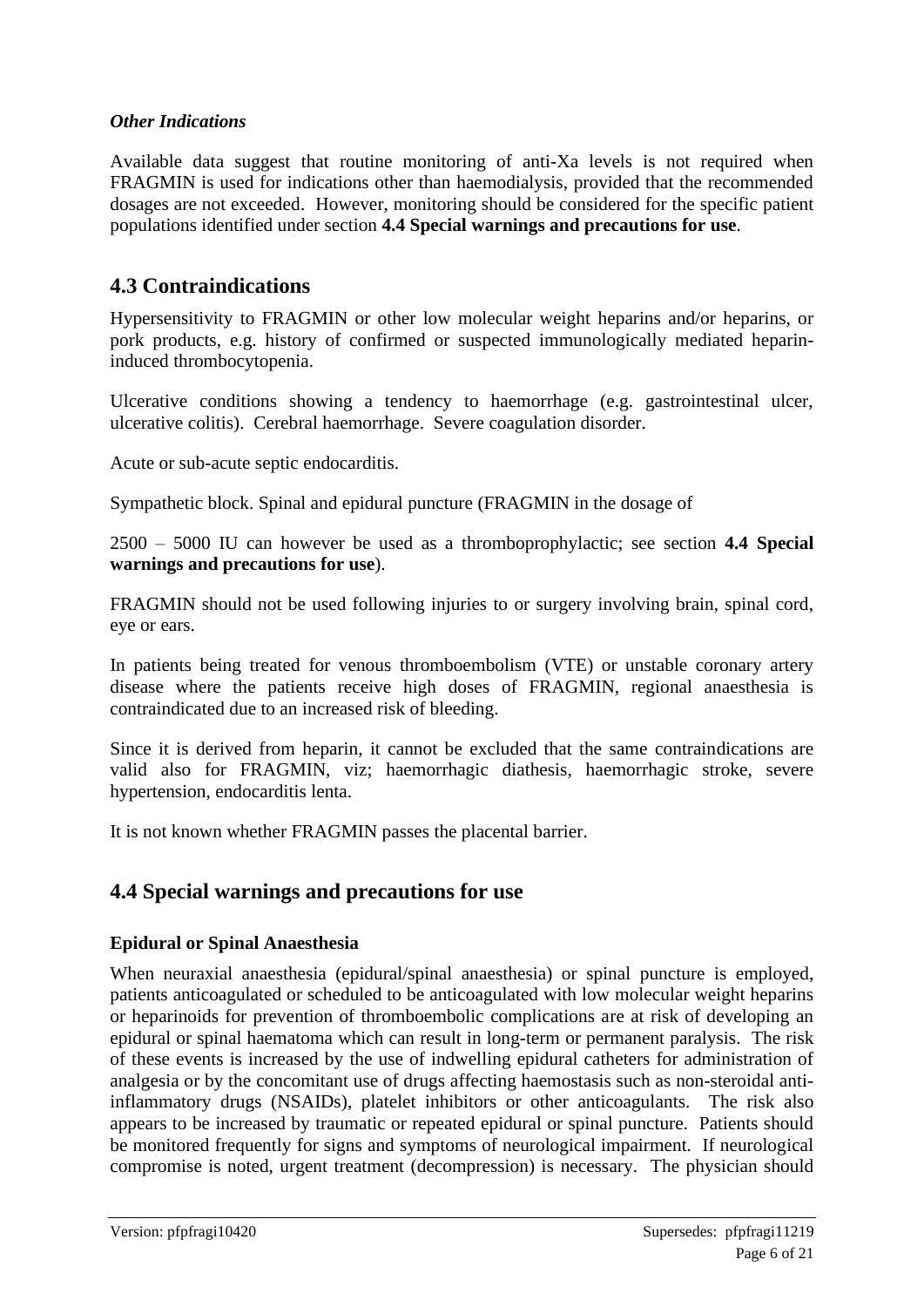*Other Indications*

Available data suggest that routine monitoring of anti-Xa levels is not required when FRAGMIN is used for indications other than haemodialysis, provided that the recommended dosages are not exceeded. However, monitoring should be considered for the specific patient populations identified under section **4.4 Special warnings and precautions for use**.

## 4.3 Contraindications

Hypersensitivity to FRAGMIN or other low molecular weight heparins and/or heparins, or pork products, e.g. history of confirmed or suspected immunologically mediated heparin-induced thrombocytopenia.

Ulcerative conditions showing a tendency to haemorrhage (e.g. gastrointestinal ulcer, ulcerative colitis). Cerebral haemorrhage. Severe coagulation disorder.

Acute or sub-acute septic endocarditis.

Sympathetic block. Spinal and epidural puncture (FRAGMIN in the dosage of

2500 – 5000 IU can however be used as a thromboprophylactic; see section **4.4 Special warnings and precautions for use**).

FRAGMIN should not be used following injuries to or surgery involving brain, spinal cord, eye or ears.

In patients being treated for venous thromboembolism (VTE) or unstable coronary artery disease where the patients receive high doses of FRAGMIN, regional anaesthesia is contraindicated due to an increased risk of bleeding.

Since it is derived from heparin, it cannot be excluded that the same contraindications are valid also for FRAGMIN, viz; haemorrhagic diathesis, haemorrhagic stroke, severe hypertension, endocarditis lenta.

It is not known whether FRAGMIN passes the placental barrier.

## 4.4 Special warnings and precautions for use

### Epidural or Spinal Anaesthesia

When neuraxial anaesthesia (epidural/spinal anaesthesia) or spinal puncture is employed, patients anticoagulated or scheduled to be anticoagulated with low molecular weight heparins or heparinoids for prevention of thromboembolic complications are at risk of developing an epidural or spinal haematoma which can result in long-term or permanent paralysis. The risk of these events is increased by the use of indwelling epidural catheters for administration of analgesia or by the concomitant use of drugs affecting haemostasis such as non-steroidal anti-inflammatory drugs (NSAIDs), platelet inhibitors or other anticoagulants. The risk also appears to be increased by traumatic or repeated epidural or spinal puncture. Patients should be monitored frequently for signs and symptoms of neurological impairment. If neurological compromise is noted, urgent treatment (decompression) is necessary. The physician should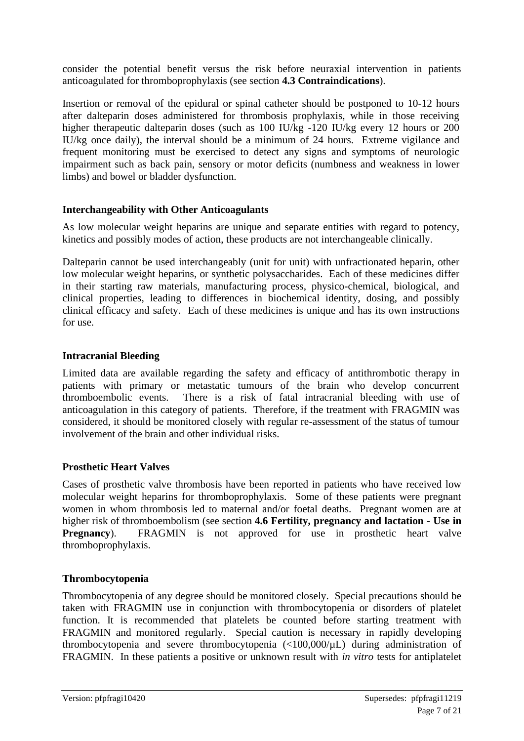consider the potential benefit versus the risk before neuraxial intervention in patients anticoagulated for thromboprophylaxis (see section **4.3 Contraindications**).

Insertion or removal of the epidural or spinal catheter should be postponed to 10-12 hours after dalteparin doses administered for thrombosis prophylaxis, while in those receiving higher therapeutic dalteparin doses (such as 100 IU/kg -120 IU/kg every 12 hours or 200 IU/kg once daily), the interval should be a minimum of 24 hours. Extreme vigilance and frequent monitoring must be exercised to detect any signs and symptoms of neurologic impairment such as back pain, sensory or motor deficits (numbness and weakness in lower limbs) and bowel or bladder dysfunction.

**Interchangeability with Other Anticoagulants**

As low molecular weight heparins are unique and separate entities with regard to potency, kinetics and possibly modes of action, these products are not interchangeable clinically.

Dalteparin cannot be used interchangeably (unit for unit) with unfractionated heparin, other low molecular weight heparins, or synthetic polysaccharides. Each of these medicines differ in their starting raw materials, manufacturing process, physico-chemical, biological, and clinical properties, leading to differences in biochemical identity, dosing, and possibly clinical efficacy and safety. Each of these medicines is unique and has its own instructions for use.

**Intracranial Bleeding**

Limited data are available regarding the safety and efficacy of antithrombotic therapy in patients with primary or metastatic tumours of the brain who develop concurrent thromboembolic events. There is a risk of fatal intracranial bleeding with use of anticoagulation in this category of patients. Therefore, if the treatment with FRAGMIN was considered, it should be monitored closely with regular re-assessment of the status of tumour involvement of the brain and other individual risks.

**Prosthetic Heart Valves**

Cases of prosthetic valve thrombosis have been reported in patients who have received low molecular weight heparins for thromboprophylaxis. Some of these patients were pregnant women in whom thrombosis led to maternal and/or foetal deaths. Pregnant women are at higher risk of thromboembolism (see section **4.6 Fertility, pregnancy and lactation - Use in Pregnancy**). FRAGMIN is not approved for use in prosthetic heart valve thromboprophylaxis.

**Thrombocytopenia**

Thrombocytopenia of any degree should be monitored closely. Special precautions should be taken with FRAGMIN use in conjunction with thrombocytopenia or disorders of platelet function. It is recommended that platelets be counted before starting treatment with FRAGMIN and monitored regularly. Special caution is necessary in rapidly developing thrombocytopenia and severe thrombocytopenia (<100,000/µL) during administration of FRAGMIN. In these patients a positive or unknown result with *in vitro* tests for antiplatelet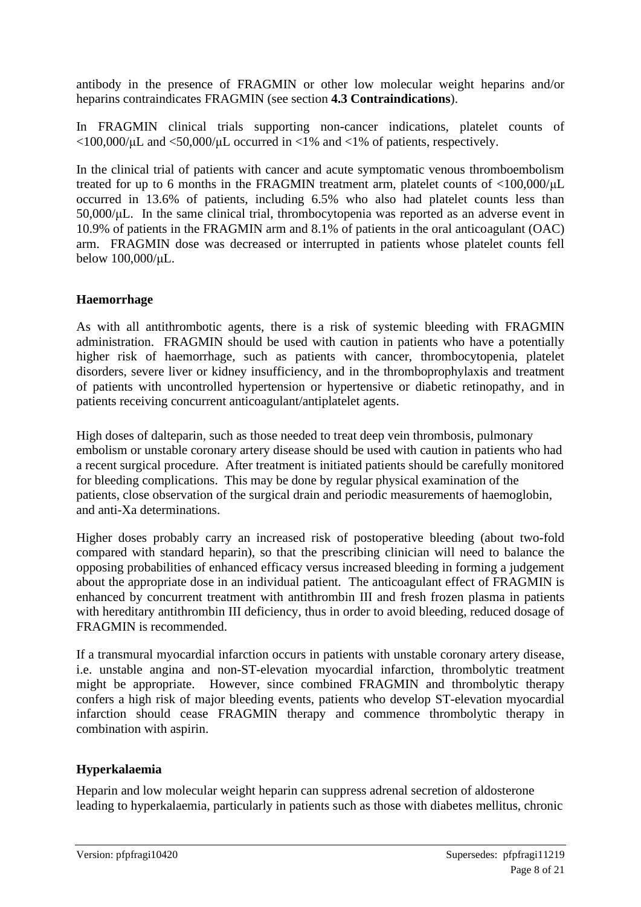antibody in the presence of FRAGMIN or other low molecular weight heparins and/or heparins contraindicates FRAGMIN (see section **4.3 Contraindications**).

In FRAGMIN clinical trials supporting non-cancer indications, platelet counts of <100,000/μL and <50,000/μL occurred in <1% and <1% of patients, respectively.

In the clinical trial of patients with cancer and acute symptomatic venous thromboembolism treated for up to 6 months in the FRAGMIN treatment arm, platelet counts of <100,000/μL occurred in 13.6% of patients, including 6.5% who also had platelet counts less than 50,000/μL. In the same clinical trial, thrombocytopenia was reported as an adverse event in 10.9% of patients in the FRAGMIN arm and 8.1% of patients in the oral anticoagulant (OAC) arm. FRAGMIN dose was decreased or interrupted in patients whose platelet counts fell below 100,000/μL.

### Haemorrhage

As with all antithrombotic agents, there is a risk of systemic bleeding with FRAGMIN administration. FRAGMIN should be used with caution in patients who have a potentially higher risk of haemorrhage, such as patients with cancer, thrombocytopenia, platelet disorders, severe liver or kidney insufficiency, and in the thromboprophylaxis and treatment of patients with uncontrolled hypertension or hypertensive or diabetic retinopathy, and in patients receiving concurrent anticoagulant/antiplatelet agents.

High doses of dalteparin, such as those needed to treat deep vein thrombosis, pulmonary embolism or unstable coronary artery disease should be used with caution in patients who had a recent surgical procedure. After treatment is initiated patients should be carefully monitored for bleeding complications. This may be done by regular physical examination of the patients, close observation of the surgical drain and periodic measurements of haemoglobin, and anti-Xa determinations.

Higher doses probably carry an increased risk of postoperative bleeding (about two-fold compared with standard heparin), so that the prescribing clinician will need to balance the opposing probabilities of enhanced efficacy versus increased bleeding in forming a judgement about the appropriate dose in an individual patient. The anticoagulant effect of FRAGMIN is enhanced by concurrent treatment with antithrombin III and fresh frozen plasma in patients with hereditary antithrombin III deficiency, thus in order to avoid bleeding, reduced dosage of FRAGMIN is recommended.

If a transmural myocardial infarction occurs in patients with unstable coronary artery disease, i.e. unstable angina and non-ST-elevation myocardial infarction, thrombolytic treatment might be appropriate. However, since combined FRAGMIN and thrombolytic therapy confers a high risk of major bleeding events, patients who develop ST-elevation myocardial infarction should cease FRAGMIN therapy and commence thrombolytic therapy in combination with aspirin.

### Hyperkalaemia

Heparin and low molecular weight heparin can suppress adrenal secretion of aldosterone leading to hyperkalaemia, particularly in patients such as those with diabetes mellitus, chronic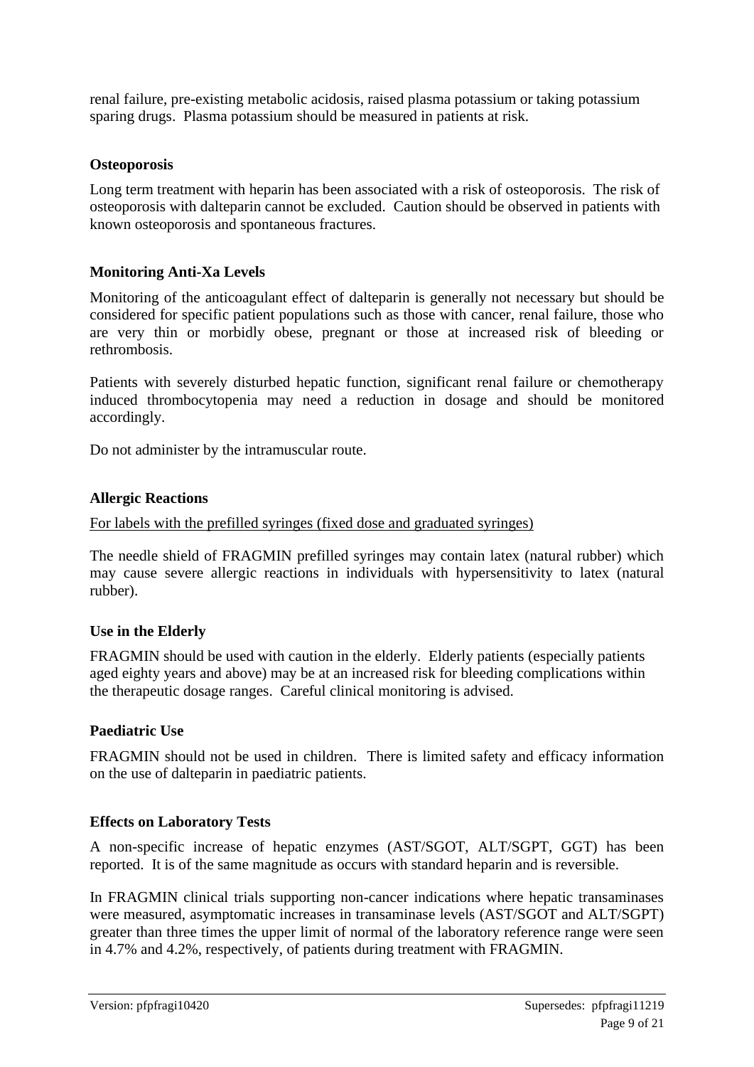renal failure, pre-existing metabolic acidosis, raised plasma potassium or taking potassium sparing drugs. Plasma potassium should be measured in patients at risk.

### Osteoporosis

Long term treatment with heparin has been associated with a risk of osteoporosis. The risk of osteoporosis with dalteparin cannot be excluded. Caution should be observed in patients with known osteoporosis and spontaneous fractures.

### Monitoring Anti-Xa Levels

Monitoring of the anticoagulant effect of dalteparin is generally not necessary but should be considered for specific patient populations such as those with cancer, renal failure, those who are very thin or morbidly obese, pregnant or those at increased risk of bleeding or rethrombosis.

Patients with severely disturbed hepatic function, significant renal failure or chemotherapy induced thrombocytopenia may need a reduction in dosage and should be monitored accordingly.

Do not administer by the intramuscular route.

### Allergic Reactions

For labels with the prefilled syringes (fixed dose and graduated syringes)

The needle shield of FRAGMIN prefilled syringes may contain latex (natural rubber) which may cause severe allergic reactions in individuals with hypersensitivity to latex (natural rubber).

### Use in the Elderly

FRAGMIN should be used with caution in the elderly. Elderly patients (especially patients aged eighty years and above) may be at an increased risk for bleeding complications within the therapeutic dosage ranges. Careful clinical monitoring is advised.

### Paediatric Use

FRAGMIN should not be used in children. There is limited safety and efficacy information on the use of dalteparin in paediatric patients.

### Effects on Laboratory Tests

A non-specific increase of hepatic enzymes (AST/SGOT, ALT/SGPT, GGT) has been reported. It is of the same magnitude as occurs with standard heparin and is reversible.

In FRAGMIN clinical trials supporting non-cancer indications where hepatic transaminases were measured, asymptomatic increases in transaminase levels (AST/SGOT and ALT/SGPT) greater than three times the upper limit of normal of the laboratory reference range were seen in 4.7% and 4.2%, respectively, of patients during treatment with FRAGMIN.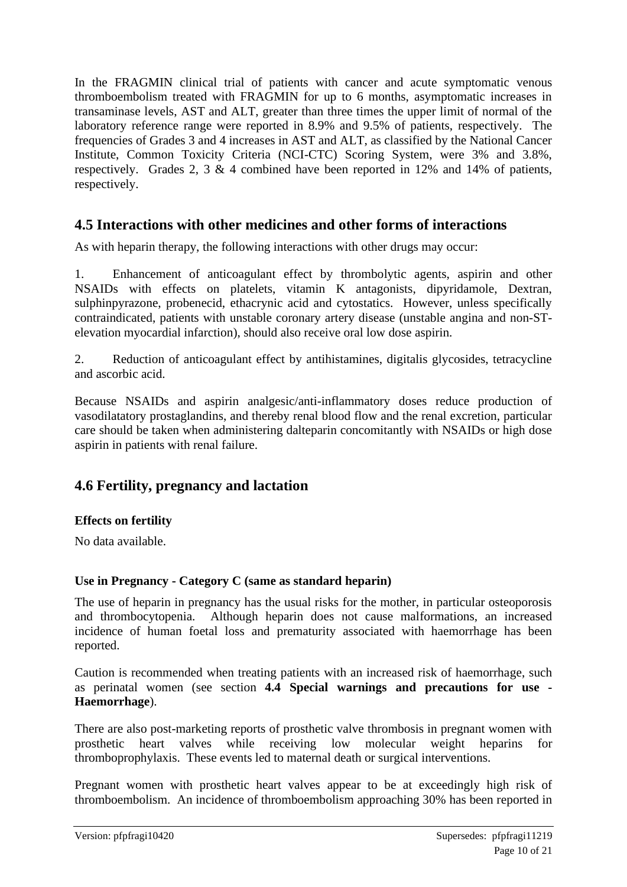In the FRAGMIN clinical trial of patients with cancer and acute symptomatic venous thromboembolism treated with FRAGMIN for up to 6 months, asymptomatic increases in transaminase levels, AST and ALT, greater than three times the upper limit of normal of the laboratory reference range were reported in 8.9% and 9.5% of patients, respectively. The frequencies of Grades 3 and 4 increases in AST and ALT, as classified by the National Cancer Institute, Common Toxicity Criteria (NCI-CTC) Scoring System, were 3% and 3.8%, respectively. Grades 2, 3 & 4 combined have been reported in 12% and 14% of patients, respectively.

## 4.5 Interactions with other medicines and other forms of interactions

As with heparin therapy, the following interactions with other drugs may occur:

1. Enhancement of anticoagulant effect by thrombolytic agents, aspirin and other NSAIDs with effects on platelets, vitamin K antagonists, dipyridamole, Dextran, sulphinpyrazone, probenecid, ethacrynic acid and cytostatics. However, unless specifically contraindicated, patients with unstable coronary artery disease (unstable angina and non-ST-elevation myocardial infarction), should also receive oral low dose aspirin.

2. Reduction of anticoagulant effect by antihistamines, digitalis glycosides, tetracycline and ascorbic acid.

Because NSAIDs and aspirin analgesic/anti-inflammatory doses reduce production of vasodilatatory prostaglandins, and thereby renal blood flow and the renal excretion, particular care should be taken when administering dalteparin concomitantly with NSAIDs or high dose aspirin in patients with renal failure.

## 4.6 Fertility, pregnancy and lactation

**Effects on fertility**

No data available.

**Use in Pregnancy - Category C (same as standard heparin)**

The use of heparin in pregnancy has the usual risks for the mother, in particular osteoporosis and thrombocytopenia. Although heparin does not cause malformations, an increased incidence of human foetal loss and prematurity associated with haemorrhage has been reported.

Caution is recommended when treating patients with an increased risk of haemorrhage, such as perinatal women (see section **4.4 Special warnings and precautions for use - Haemorrhage**).

There are also post-marketing reports of prosthetic valve thrombosis in pregnant women with prosthetic heart valves while receiving low molecular weight heparins for thromboprophylaxis. These events led to maternal death or surgical interventions.

Pregnant women with prosthetic heart valves appear to be at exceedingly high risk of thromboembolism. An incidence of thromboembolism approaching 30% has been reported in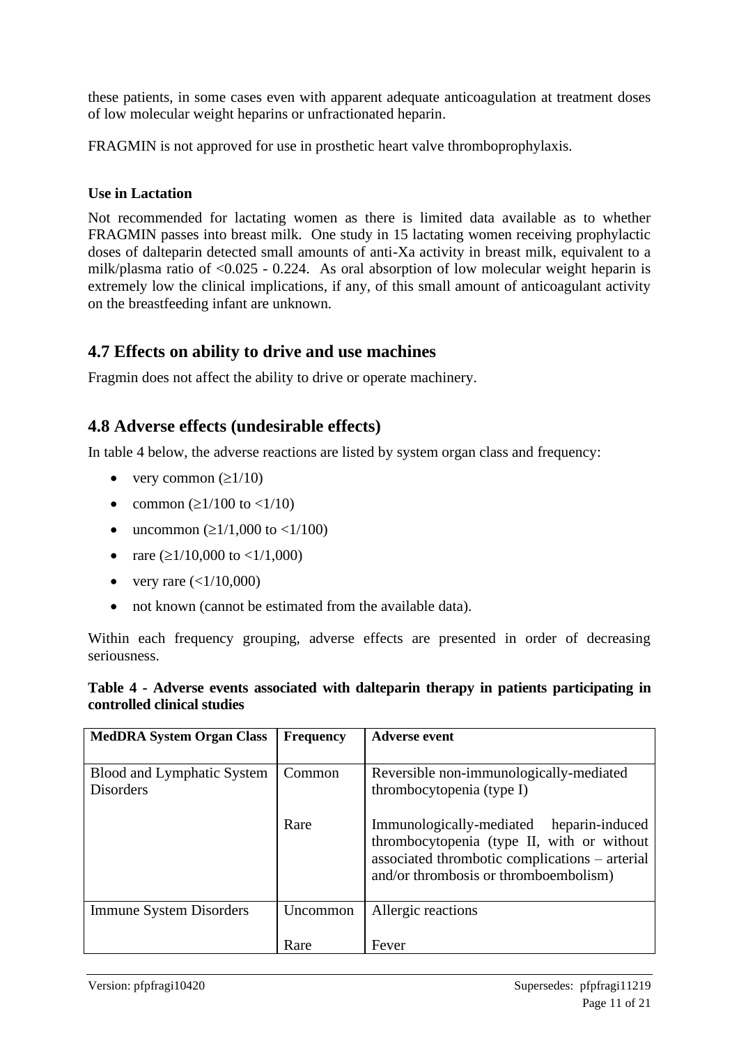these patients, in some cases even with apparent adequate anticoagulation at treatment doses of low molecular weight heparins or unfractionated heparin.

FRAGMIN is not approved for use in prosthetic heart valve thromboprophylaxis.

**Use in Lactation**

Not recommended for lactating women as there is limited data available as to whether FRAGMIN passes into breast milk. One study in 15 lactating women receiving prophylactic doses of dalteparin detected small amounts of anti-Xa activity in breast milk, equivalent to a milk/plasma ratio of <0.025 - 0.224. As oral absorption of low molecular weight heparin is extremely low the clinical implications, if any, of this small amount of anticoagulant activity on the breastfeeding infant are unknown.

## 4.7 Effects on ability to drive and use machines

Fragmin does not affect the ability to drive or operate machinery.

## 4.8 Adverse effects (undesirable effects)

In table 4 below, the adverse reactions are listed by system organ class and frequency:

- very common (≥1/10)
- common (≥1/100 to <1/10)
- uncommon (≥1/1,000 to <1/100)
- rare (≥1/10,000 to <1/1,000)
- very rare (<1/10,000)
- not known (cannot be estimated from the available data).

Within each frequency grouping, adverse effects are presented in order of decreasing seriousness.

**Table 4 - Adverse events associated with dalteparin therapy in patients participating in controlled clinical studies**

| MedDRA System Organ Class | Frequency | Adverse event |
|---|---|---|
| Blood and Lymphatic System Disorders | Common | Reversible non-immunologically-mediated thrombocytopenia (type I) |
| | Rare | Immunologically-mediated heparin-induced thrombocytopenia (type II, with or without associated thrombotic complications – arterial and/or thrombosis or thromboembolism) |
| Immune System Disorders | Uncommon | Allergic reactions |
| | Rare | Fever |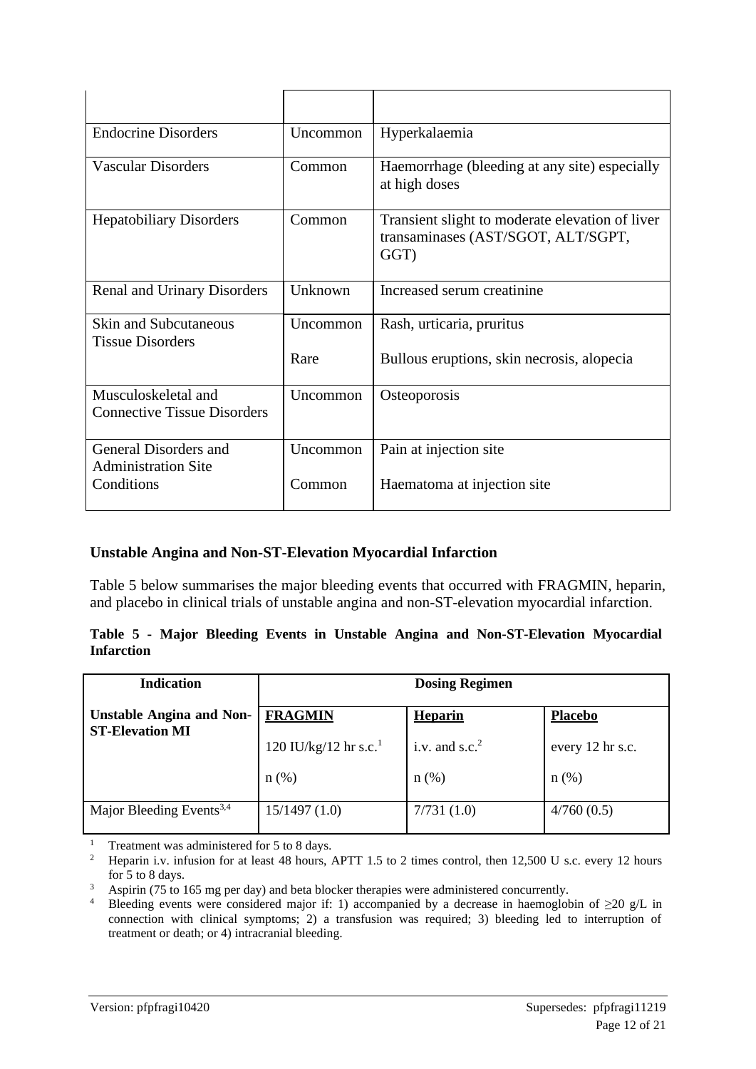| | | |
|---|---|---|
| Endocrine Disorders | Uncommon | Hyperkalaemia |
| Vascular Disorders | Common | Haemorrhage (bleeding at any site) especially at high doses |
| Hepatobiliary Disorders | Common | Transient slight to moderate elevation of liver transaminases (AST/SGOT, ALT/SGPT, GGT) |
| Renal and Urinary Disorders | Unknown | Increased serum creatinine |
| Skin and Subcutaneous Tissue Disorders | Uncommon<br><br>Rare | Rash, urticaria, pruritus<br><br>Bullous eruptions, skin necrosis, alopecia |
| Musculoskeletal and Connective Tissue Disorders | Uncommon | Osteoporosis |
| General Disorders and Administration Site Conditions | Uncommon<br><br>Common | Pain at injection site<br><br>Haematoma at injection site |

**Unstable Angina and Non-ST-Elevation Myocardial Infarction**

Table 5 below summarises the major bleeding events that occurred with FRAGMIN, heparin, and placebo in clinical trials of unstable angina and non-ST-elevation myocardial infarction.

**Table 5 - Major Bleeding Events in Unstable Angina and Non-ST-Elevation Myocardial Infarction**

| Indication | Dosing Regimen | | |
|---|---|---|---|
| **Unstable Angina and Non-ST-Elevation MI** | **FRAGMIN**<br>120 IU/kg/12 hr s.c.[1]<br>n (%) | **Heparin**<br>i.v. and s.c.[2]<br>n (%) | **Placebo**<br>every 12 hr s.c.<br>n (%) |
| Major Bleeding Events[3,4] | 15/1497 (1.0) | 7/731 (1.0) | 4/760 (0.5) |

[1] Treatment was administered for 5 to 8 days.
[2] Heparin i.v. infusion for at least 48 hours, APTT 1.5 to 2 times control, then 12,500 U s.c. every 12 hours for 5 to 8 days.
[3] Aspirin (75 to 165 mg per day) and beta blocker therapies were administered concurrently.
[4] Bleeding events were considered major if: 1) accompanied by a decrease in haemoglobin of $\geq$20 g/L in connection with clinical symptoms; 2) a transfusion was required; 3) bleeding led to interruption of treatment or death; or 4) intracranial bleeding.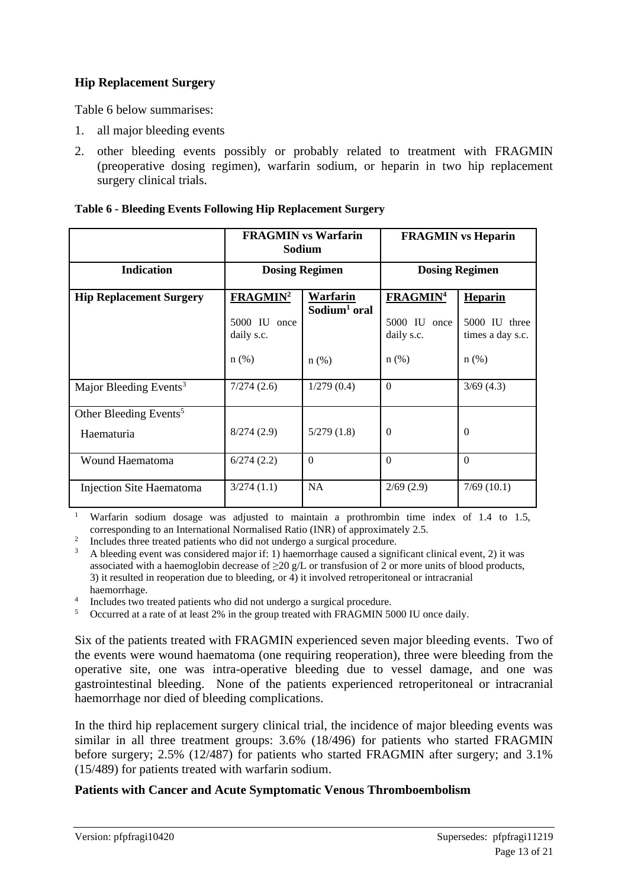## Hip Replacement Surgery

Table 6 below summarises:

1. all major bleeding events
2. other bleeding events possibly or probably related to treatment with FRAGMIN (preoperative dosing regimen), warfarin sodium, or heparin in two hip replacement surgery clinical trials.

**Table 6 - Bleeding Events Following Hip Replacement Surgery**

| | FRAGMIN vs Warfarin Sodium | | FRAGMIN vs Heparin | |
|---|---|---|---|---|
| **Indication** | **Dosing Regimen** | | **Dosing Regimen** | |
| **Hip Replacement Surgery** | **FRAGMIN**[2] 5000 IU once daily s.c. n (%) | **Warfarin Sodium**[1] **oral** n (%) | **FRAGMIN**[4] 5000 IU once daily s.c. n (%) | **Heparin** 5000 IU three times a day s.c. n (%) |
| Major Bleeding Events[3] | 7/274 (2.6) | 1/279 (0.4) | 0 | 3/69 (4.3) |
| Other Bleeding Events[5] | | | | |
| Haematuria | 8/274 (2.9) | 5/279 (1.8) | 0 | 0 |
| Wound Haematoma | 6/274 (2.2) | 0 | 0 | 0 |
| Injection Site Haematoma | 3/274 (1.1) | NA | 2/69 (2.9) | 7/69 (10.1) |

[1] Warfarin sodium dosage was adjusted to maintain a prothrombin time index of 1.4 to 1.5, corresponding to an International Normalised Ratio (INR) of approximately 2.5.
[2] Includes three treated patients who did not undergo a surgical procedure.
[3] A bleeding event was considered major if: 1) haemorrhage caused a significant clinical event, 2) it was associated with a haemoglobin decrease of ≥20 g/L or transfusion of 2 or more units of blood products, 3) it resulted in reoperation due to bleeding, or 4) it involved retroperitoneal or intracranial haemorrhage.
[4] Includes two treated patients who did not undergo a surgical procedure.
[5] Occurred at a rate of at least 2% in the group treated with FRAGMIN 5000 IU once daily.

Six of the patients treated with FRAGMIN experienced seven major bleeding events. Two of the events were wound haematoma (one requiring reoperation), three were bleeding from the operative site, one was intra-operative bleeding due to vessel damage, and one was gastrointestinal bleeding. None of the patients experienced retroperitoneal or intracranial haemorrhage nor died of bleeding complications.

In the third hip replacement surgery clinical trial, the incidence of major bleeding events was similar in all three treatment groups: 3.6% (18/496) for patients who started FRAGMIN before surgery; 2.5% (12/487) for patients who started FRAGMIN after surgery; and 3.1% (15/489) for patients treated with warfarin sodium.

## Patients with Cancer and Acute Symptomatic Venous Thromboembolism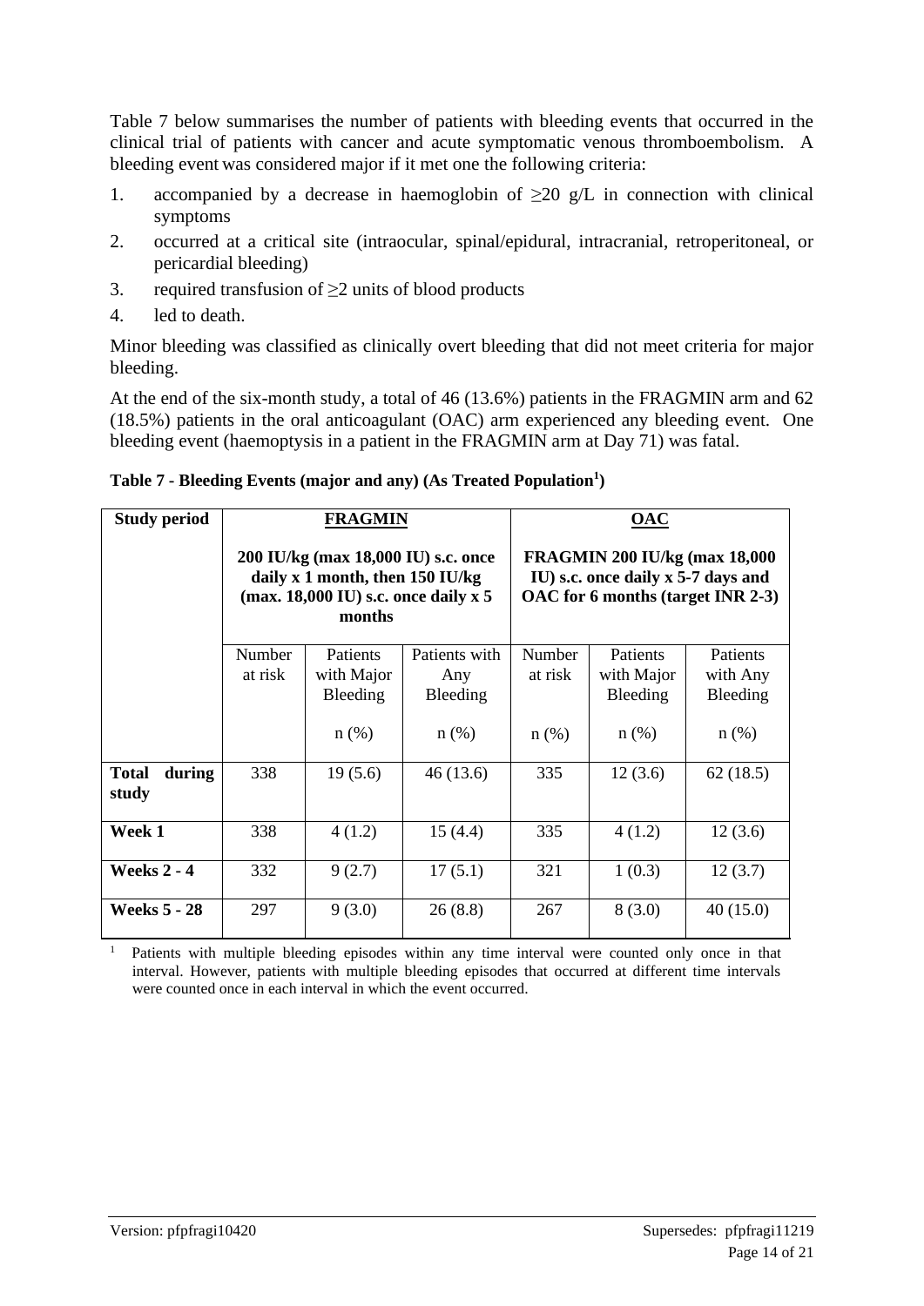Table 7 below summarises the number of patients with bleeding events that occurred in the clinical trial of patients with cancer and acute symptomatic venous thromboembolism. A bleeding event was considered major if it met one the following criteria:

1. accompanied by a decrease in haemoglobin of ≥20 g/L in connection with clinical symptoms
2. occurred at a critical site (intraocular, spinal/epidural, intracranial, retroperitoneal, or pericardial bleeding)
3. required transfusion of ≥2 units of blood products
4. led to death.

Minor bleeding was classified as clinically overt bleeding that did not meet criteria for major bleeding.

At the end of the six-month study, a total of 46 (13.6%) patients in the FRAGMIN arm and 62 (18.5%) patients in the oral anticoagulant (OAC) arm experienced any bleeding event. One bleeding event (haemoptysis in a patient in the FRAGMIN arm at Day 71) was fatal.

**Table 7 - Bleeding Events (major and any) (As Treated Population[1])**

| Study period | FRAGMIN 200 IU/kg (max 18,000 IU) s.c. once daily x 1 month, then 150 IU/kg (max. 18,000 IU) s.c. once daily x 5 months | | | OAC FRAGMIN 200 IU/kg (max 18,000 IU) s.c. once daily x 5-7 days and OAC for 6 months (target INR 2-3) | | |
|---|---|---|---|---|---|---|
| | Number at risk | Patients with Major Bleeding n (%) | Patients with Any Bleeding n (%) | Number at risk n (%) | Patients with Major Bleeding n (%) | Patients with Any Bleeding n (%) |
| **Total during study** | 338 | 19 (5.6) | 46 (13.6) | 335 | 12 (3.6) | 62 (18.5) |
| **Week 1** | 338 | 4 (1.2) | 15 (4.4) | 335 | 4 (1.2) | 12 (3.6) |
| **Weeks 2 - 4** | 332 | 9 (2.7) | 17 (5.1) | 321 | 1 (0.3) | 12 (3.7) |
| **Weeks 5 - 28** | 297 | 9 (3.0) | 26 (8.8) | 267 | 8 (3.0) | 40 (15.0) |

[1] Patients with multiple bleeding episodes within any time interval were counted only once in that interval. However, patients with multiple bleeding episodes that occurred at different time intervals were counted once in each interval in which the event occurred.

Version: pfpfragi10420 Supersedes: pfpfragi11219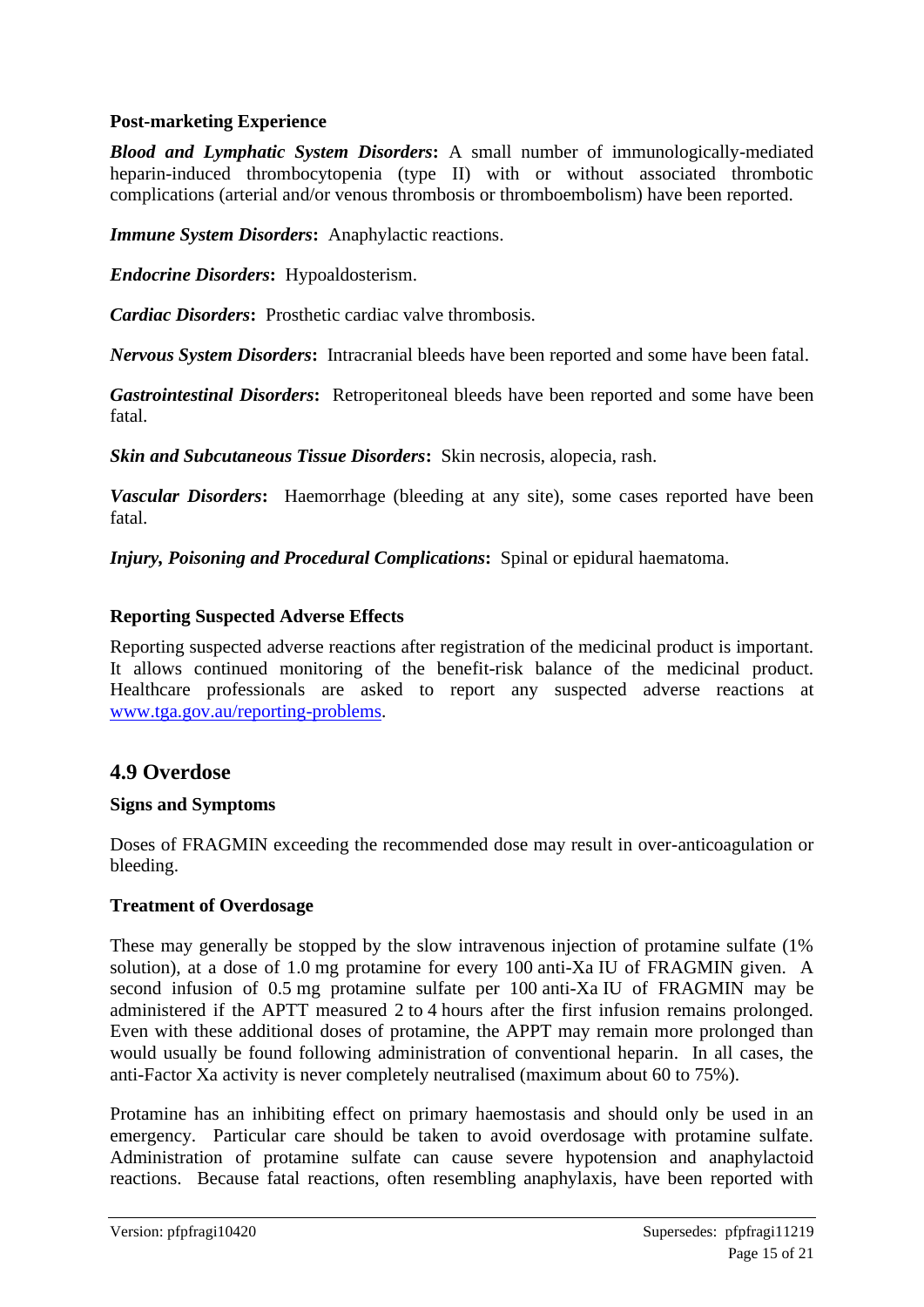**Post-marketing Experience**

***Blood and Lymphatic System Disorders*****:** A small number of immunologically-mediated heparin-induced thrombocytopenia (type II) with or without associated thrombotic complications (arterial and/or venous thrombosis or thromboembolism) have been reported.

***Immune System Disorders*****:** Anaphylactic reactions.

***Endocrine Disorders*****:** Hypoaldosterism.

***Cardiac Disorders*****:** Prosthetic cardiac valve thrombosis.

***Nervous System Disorders*****:** Intracranial bleeds have been reported and some have been fatal.

***Gastrointestinal Disorders*****:** Retroperitoneal bleeds have been reported and some have been fatal.

***Skin and Subcutaneous Tissue Disorders*****:** Skin necrosis, alopecia, rash.

***Vascular Disorders*****:** Haemorrhage (bleeding at any site), some cases reported have been fatal.

***Injury, Poisoning and Procedural Complications*****:** Spinal or epidural haematoma.

**Reporting Suspected Adverse Effects**

Reporting suspected adverse reactions after registration of the medicinal product is important. It allows continued monitoring of the benefit-risk balance of the medicinal product. Healthcare professionals are asked to report any suspected adverse reactions at www.tga.gov.au/reporting-problems.

## 4.9 Overdose

**Signs and Symptoms**

Doses of FRAGMIN exceeding the recommended dose may result in over-anticoagulation or bleeding.

**Treatment of Overdosage**

These may generally be stopped by the slow intravenous injection of protamine sulfate (1% solution), at a dose of 1.0 mg protamine for every 100 anti-Xa IU of FRAGMIN given. A second infusion of 0.5 mg protamine sulfate per 100 anti-Xa IU of FRAGMIN may be administered if the APTT measured 2 to 4 hours after the first infusion remains prolonged. Even with these additional doses of protamine, the APPT may remain more prolonged than would usually be found following administration of conventional heparin. In all cases, the anti-Factor Xa activity is never completely neutralised (maximum about 60 to 75%).

Protamine has an inhibiting effect on primary haemostasis and should only be used in an emergency. Particular care should be taken to avoid overdosage with protamine sulfate. Administration of protamine sulfate can cause severe hypotension and anaphylactoid reactions. Because fatal reactions, often resembling anaphylaxis, have been reported with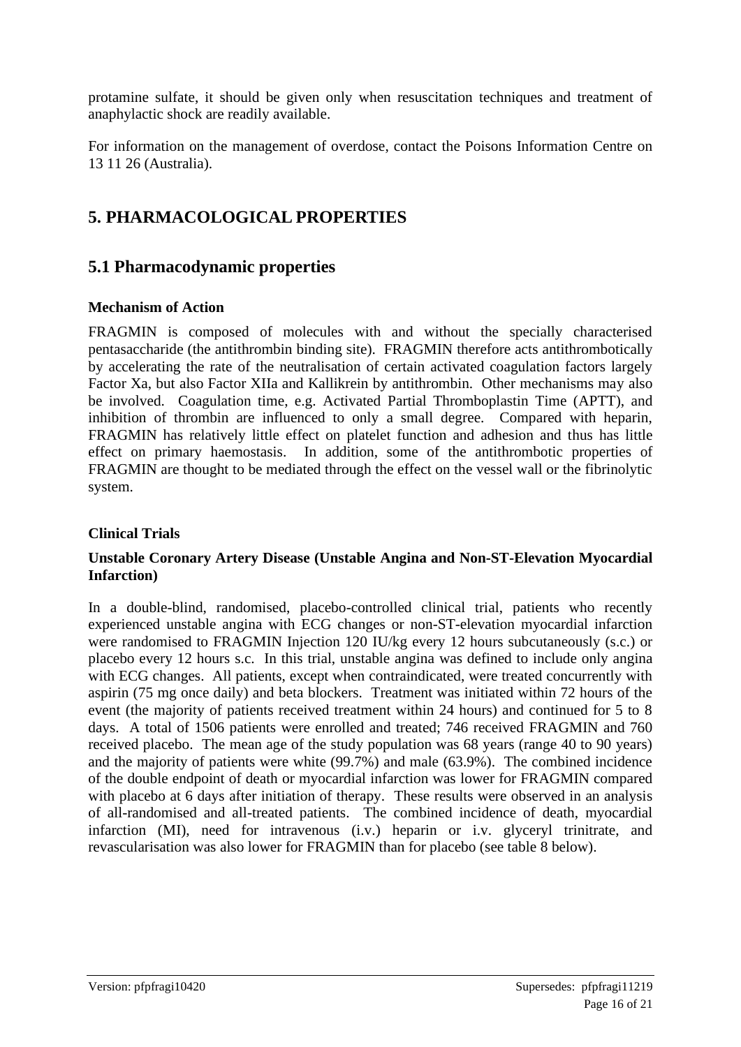protamine sulfate, it should be given only when resuscitation techniques and treatment of anaphylactic shock are readily available.

For information on the management of overdose, contact the Poisons Information Centre on 13 11 26 (Australia).

# 5. PHARMACOLOGICAL PROPERTIES

## 5.1 Pharmacodynamic properties

### Mechanism of Action

FRAGMIN is composed of molecules with and without the specially characterised pentasaccharide (the antithrombin binding site). FRAGMIN therefore acts antithrombotically by accelerating the rate of the neutralisation of certain activated coagulation factors largely Factor Xa, but also Factor XIIa and Kallikrein by antithrombin. Other mechanisms may also be involved. Coagulation time, e.g. Activated Partial Thromboplastin Time (APTT), and inhibition of thrombin are influenced to only a small degree. Compared with heparin, FRAGMIN has relatively little effect on platelet function and adhesion and thus has little effect on primary haemostasis. In addition, some of the antithrombotic properties of FRAGMIN are thought to be mediated through the effect on the vessel wall or the fibrinolytic system.

### Clinical Trials

**Unstable Coronary Artery Disease (Unstable Angina and Non-ST-Elevation Myocardial Infarction)**

In a double-blind, randomised, placebo-controlled clinical trial, patients who recently experienced unstable angina with ECG changes or non-ST-elevation myocardial infarction were randomised to FRAGMIN Injection 120 IU/kg every 12 hours subcutaneously (s.c.) or placebo every 12 hours s.c. In this trial, unstable angina was defined to include only angina with ECG changes. All patients, except when contraindicated, were treated concurrently with aspirin (75 mg once daily) and beta blockers. Treatment was initiated within 72 hours of the event (the majority of patients received treatment within 24 hours) and continued for 5 to 8 days. A total of 1506 patients were enrolled and treated; 746 received FRAGMIN and 760 received placebo. The mean age of the study population was 68 years (range 40 to 90 years) and the majority of patients were white (99.7%) and male (63.9%). The combined incidence of the double endpoint of death or myocardial infarction was lower for FRAGMIN compared with placebo at 6 days after initiation of therapy. These results were observed in an analysis of all-randomised and all-treated patients. The combined incidence of death, myocardial infarction (MI), need for intravenous (i.v.) heparin or i.v. glyceryl trinitrate, and revascularisation was also lower for FRAGMIN than for placebo (see table 8 below).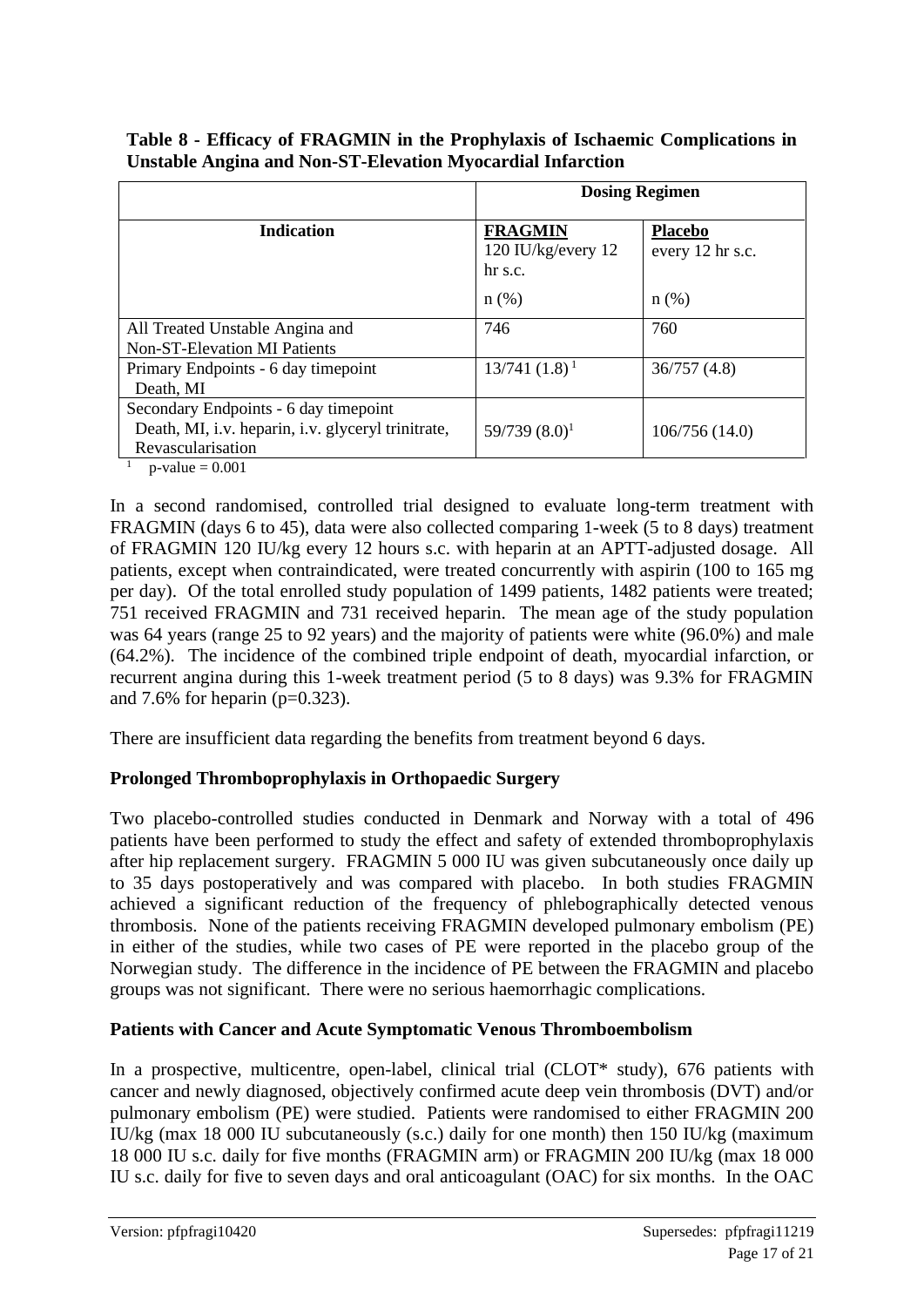**Table 8 - Efficacy of FRAGMIN in the Prophylaxis of Ischaemic Complications in Unstable Angina and Non-ST-Elevation Myocardial Infarction**

| | Dosing Regimen | |
|---|---|---|
| **Indication** | **FRAGMIN** 120 IU/kg/every 12 hr s.c. n (%) | **Placebo** every 12 hr s.c. n (%) |
| All Treated Unstable Angina and Non-ST-Elevation MI Patients | 746 | 760 |
| Primary Endpoints - 6 day timepoint Death, MI | 13/741 (1.8)[1] | 36/757 (4.8) |
| Secondary Endpoints - 6 day timepoint Death, MI, i.v. heparin, i.v. glyceryl trinitrate, Revascularisation | 59/739 (8.0)[1] | 106/756 (14.0) |

[1] p-value = 0.001

In a second randomised, controlled trial designed to evaluate long-term treatment with FRAGMIN (days 6 to 45), data were also collected comparing 1-week (5 to 8 days) treatment of FRAGMIN 120 IU/kg every 12 hours s.c. with heparin at an APTT-adjusted dosage. All patients, except when contraindicated, were treated concurrently with aspirin (100 to 165 mg per day). Of the total enrolled study population of 1499 patients, 1482 patients were treated; 751 received FRAGMIN and 731 received heparin. The mean age of the study population was 64 years (range 25 to 92 years) and the majority of patients were white (96.0%) and male (64.2%). The incidence of the combined triple endpoint of death, myocardial infarction, or recurrent angina during this 1-week treatment period (5 to 8 days) was 9.3% for FRAGMIN and 7.6% for heparin (p=0.323).

There are insufficient data regarding the benefits from treatment beyond 6 days.

**Prolonged Thromboprophylaxis in Orthopaedic Surgery**

Two placebo-controlled studies conducted in Denmark and Norway with a total of 496 patients have been performed to study the effect and safety of extended thromboprophylaxis after hip replacement surgery. FRAGMIN 5 000 IU was given subcutaneously once daily up to 35 days postoperatively and was compared with placebo. In both studies FRAGMIN achieved a significant reduction of the frequency of phlebographically detected venous thrombosis. None of the patients receiving FRAGMIN developed pulmonary embolism (PE) in either of the studies, while two cases of PE were reported in the placebo group of the Norwegian study. The difference in the incidence of PE between the FRAGMIN and placebo groups was not significant. There were no serious haemorrhagic complications.

**Patients with Cancer and Acute Symptomatic Venous Thromboembolism**

In a prospective, multicentre, open-label, clinical trial (CLOT* study), 676 patients with cancer and newly diagnosed, objectively confirmed acute deep vein thrombosis (DVT) and/or pulmonary embolism (PE) were studied. Patients were randomised to either FRAGMIN 200 IU/kg (max 18 000 IU subcutaneously (s.c.) daily for one month) then 150 IU/kg (maximum 18 000 IU s.c. daily for five months (FRAGMIN arm) or FRAGMIN 200 IU/kg (max 18 000 IU s.c. daily for five to seven days and oral anticoagulant (OAC) for six months. In the OAC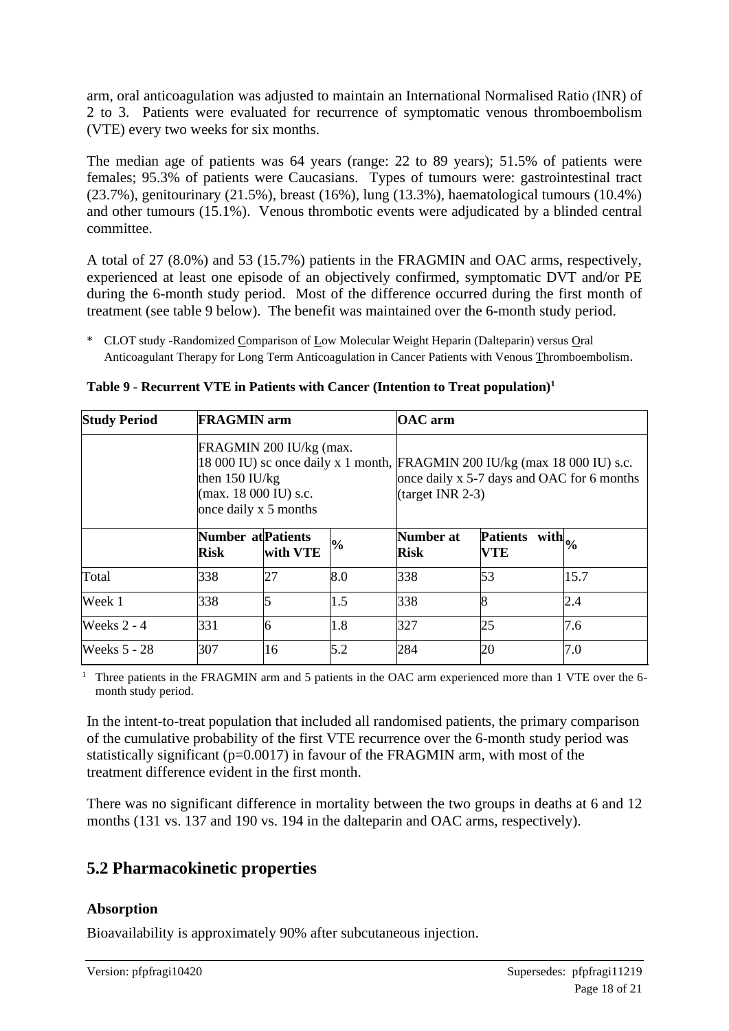arm, oral anticoagulation was adjusted to maintain an International Normalised Ratio (INR) of 2 to 3. Patients were evaluated for recurrence of symptomatic venous thromboembolism (VTE) every two weeks for six months.

The median age of patients was 64 years (range: 22 to 89 years); 51.5% of patients were females; 95.3% of patients were Caucasians. Types of tumours were: gastrointestinal tract (23.7%), genitourinary (21.5%), breast (16%), lung (13.3%), haematological tumours (10.4%) and other tumours (15.1%). Venous thrombotic events were adjudicated by a blinded central committee.

A total of 27 (8.0%) and 53 (15.7%) patients in the FRAGMIN and OAC arms, respectively, experienced at least one episode of an objectively confirmed, symptomatic DVT and/or PE during the 6-month study period. Most of the difference occurred during the first month of treatment (see table 9 below). The benefit was maintained over the 6-month study period.

\* CLOT study -Randomized Comparison of Low Molecular Weight Heparin (Dalteparin) versus Oral Anticoagulant Therapy for Long Term Anticoagulation in Cancer Patients with Venous Thromboembolism.

**Table 9 - Recurrent VTE in Patients with Cancer (Intention to Treat population)[1]**

| Study Period | FRAGMIN arm | | | OAC arm | | |
|---|---|---|---|---|---|---|
| | FRAGMIN 200 IU/kg (max. 18 000 IU) sc once daily x 1 month, then 150 IU/kg (max. 18 000 IU) s.c. once daily x 5 months | | | FRAGMIN 200 IU/kg (max 18 000 IU) s.c. once daily x 5-7 days and OAC for 6 months (target INR 2-3) | | |
| | **Number at Risk** | **Patients with VTE** | **%** | **Number at Risk** | **Patients with VTE** | **%** |
| Total | 338 | 27 | 8.0 | 338 | 53 | 15.7 |
| Week 1 | 338 | 5 | 1.5 | 338 | 8 | 2.4 |
| Weeks 2 - 4 | 331 | 6 | 1.8 | 327 | 25 | 7.6 |
| Weeks 5 - 28 | 307 | 16 | 5.2 | 284 | 20 | 7.0 |

[1] Three patients in the FRAGMIN arm and 5 patients in the OAC arm experienced more than 1 VTE over the 6-month study period.

In the intent-to-treat population that included all randomised patients, the primary comparison of the cumulative probability of the first VTE recurrence over the 6-month study period was statistically significant ($p=0.0017$) in favour of the FRAGMIN arm, with most of the treatment difference evident in the first month.

There was no significant difference in mortality between the two groups in deaths at 6 and 12 months (131 vs. 137 and 190 vs. 194 in the dalteparin and OAC arms, respectively).

## 5.2 Pharmacokinetic properties

**Absorption**

Bioavailability is approximately 90% after subcutaneous injection.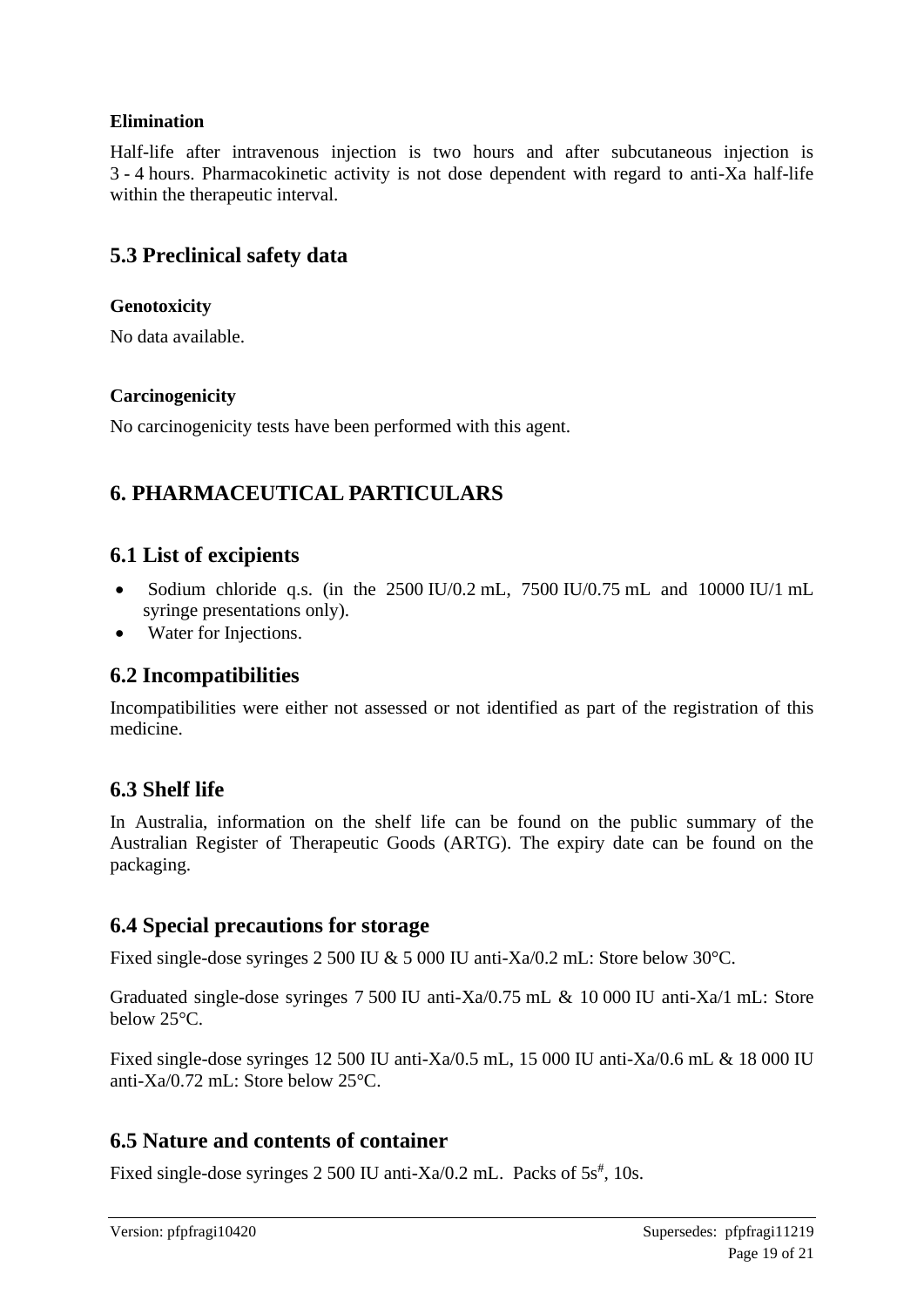#### Elimination

Half-life after intravenous injection is two hours and after subcutaneous injection is 3 - 4 hours. Pharmacokinetic activity is not dose dependent with regard to anti-Xa half-life within the therapeutic interval.

## 5.3 Preclinical safety data

#### Genotoxicity

No data available.

#### Carcinogenicity

No carcinogenicity tests have been performed with this agent.

# 6. PHARMACEUTICAL PARTICULARS

## 6.1 List of excipients

- Sodium chloride q.s. (in the 2500 IU/0.2 mL, 7500 IU/0.75 mL and 10000 IU/1 mL syringe presentations only).
- Water for Injections.

## 6.2 Incompatibilities

Incompatibilities were either not assessed or not identified as part of the registration of this medicine.

## 6.3 Shelf life

In Australia, information on the shelf life can be found on the public summary of the Australian Register of Therapeutic Goods (ARTG). The expiry date can be found on the packaging.

## 6.4 Special precautions for storage

Fixed single-dose syringes 2 500 IU & 5 000 IU anti-Xa/0.2 mL: Store below 30°C.

Graduated single-dose syringes 7 500 IU anti-Xa/0.75 mL & 10 000 IU anti-Xa/1 mL: Store below 25°C.

Fixed single-dose syringes 12 500 IU anti-Xa/0.5 mL, 15 000 IU anti-Xa/0.6 mL & 18 000 IU anti-Xa/0.72 mL: Store below 25°C.

## 6.5 Nature and contents of container

Fixed single-dose syringes 2 500 IU anti-Xa/0.2 mL. Packs of 5s[#], 10s.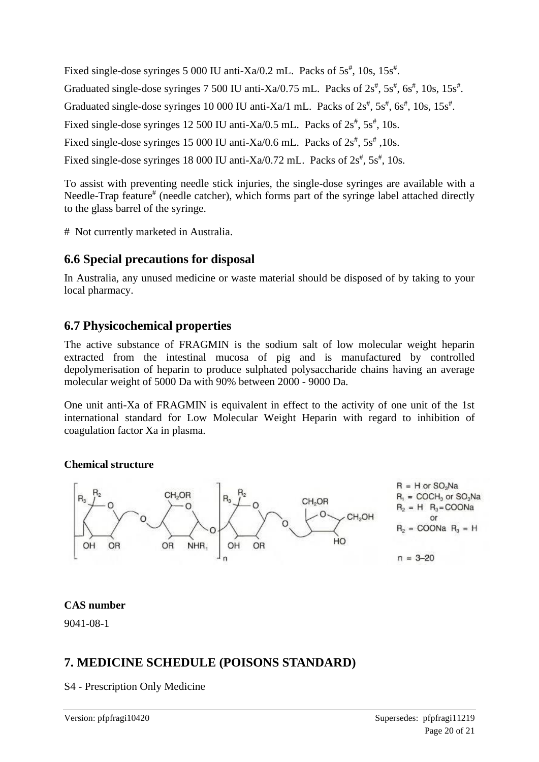Fixed single-dose syringes 5 000 IU anti-Xa/0.2 mL. Packs of 5s#, 10s, 15s#.

Graduated single-dose syringes 7 500 IU anti-Xa/0.75 mL. Packs of 2s#, 5s#, 6s#, 10s, 15s#.

Graduated single-dose syringes 10 000 IU anti-Xa/1 mL. Packs of 2s#, 5s#, 6s#, 10s, 15s#.

Fixed single-dose syringes 12 500 IU anti-Xa/0.5 mL. Packs of 2s#, 5s#, 10s.

Fixed single-dose syringes 15 000 IU anti-Xa/0.6 mL. Packs of 2s#, 5s# ,10s.

Fixed single-dose syringes 18 000 IU anti-Xa/0.72 mL. Packs of 2s#, 5s#, 10s.

To assist with preventing needle stick injuries, the single-dose syringes are available with a Needle-Trap feature# (needle catcher), which forms part of the syringe label attached directly to the glass barrel of the syringe.

# Not currently marketed in Australia.

## 6.6 Special precautions for disposal

In Australia, any unused medicine or waste material should be disposed of by taking to your local pharmacy.

## 6.7 Physicochemical properties

The active substance of FRAGMIN is the sodium salt of low molecular weight heparin extracted from the intestinal mucosa of pig and is manufactured by controlled depolymerisation of heparin to produce sulphated polysaccharide chains having an average molecular weight of 5000 Da with 90% between 2000 - 9000 Da.

One unit anti-Xa of FRAGMIN is equivalent in effect to the activity of one unit of the 1st international standard for Low Molecular Weight Heparin with regard to inhibition of coagulation factor Xa in plasma.

**Chemical structure**

R = H or $SO_3Na$

$R_1$ = $COCH_3$ or $SO_3Na$

$R_2$ = H $R_3$ = COONa

or

$R_2$ = COONa $R_3$ = H

n = 3–20

**CAS number**

9041-08-1

# 7. MEDICINE SCHEDULE (POISONS STANDARD)

S4 - Prescription Only Medicine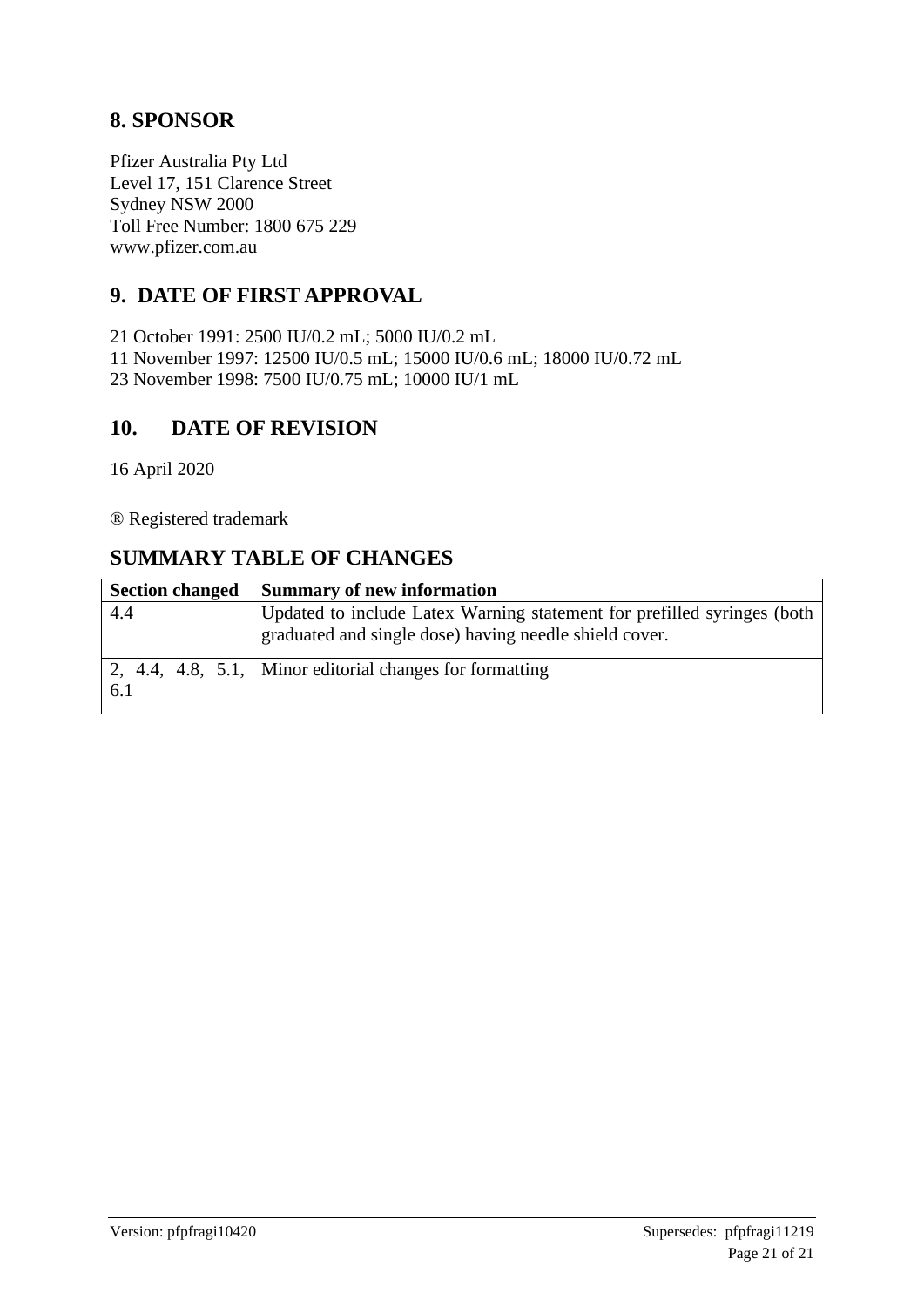## 8. SPONSOR

Pfizer Australia Pty Ltd
Level 17, 151 Clarence Street
Sydney NSW 2000
Toll Free Number: 1800 675 229
www.pfizer.com.au

## 9. DATE OF FIRST APPROVAL

21 October 1991: 2500 IU/0.2 mL; 5000 IU/0.2 mL
11 November 1997: 12500 IU/0.5 mL; 15000 IU/0.6 mL; 18000 IU/0.72 mL
23 November 1998: 7500 IU/0.75 mL; 10000 IU/1 mL

## 10. DATE OF REVISION

16 April 2020

® Registered trademark

## SUMMARY TABLE OF CHANGES

| Section changed | Summary of new information |
|---|---|
| 4.4 | Updated to include Latex Warning statement for prefilled syringes (both graduated and single dose) having needle shield cover. |
| 2, 4.4, 4.8, 5.1, 6.1 | Minor editorial changes for formatting |

Version: pfpfragi10420 Supersedes: pfpfragi11219